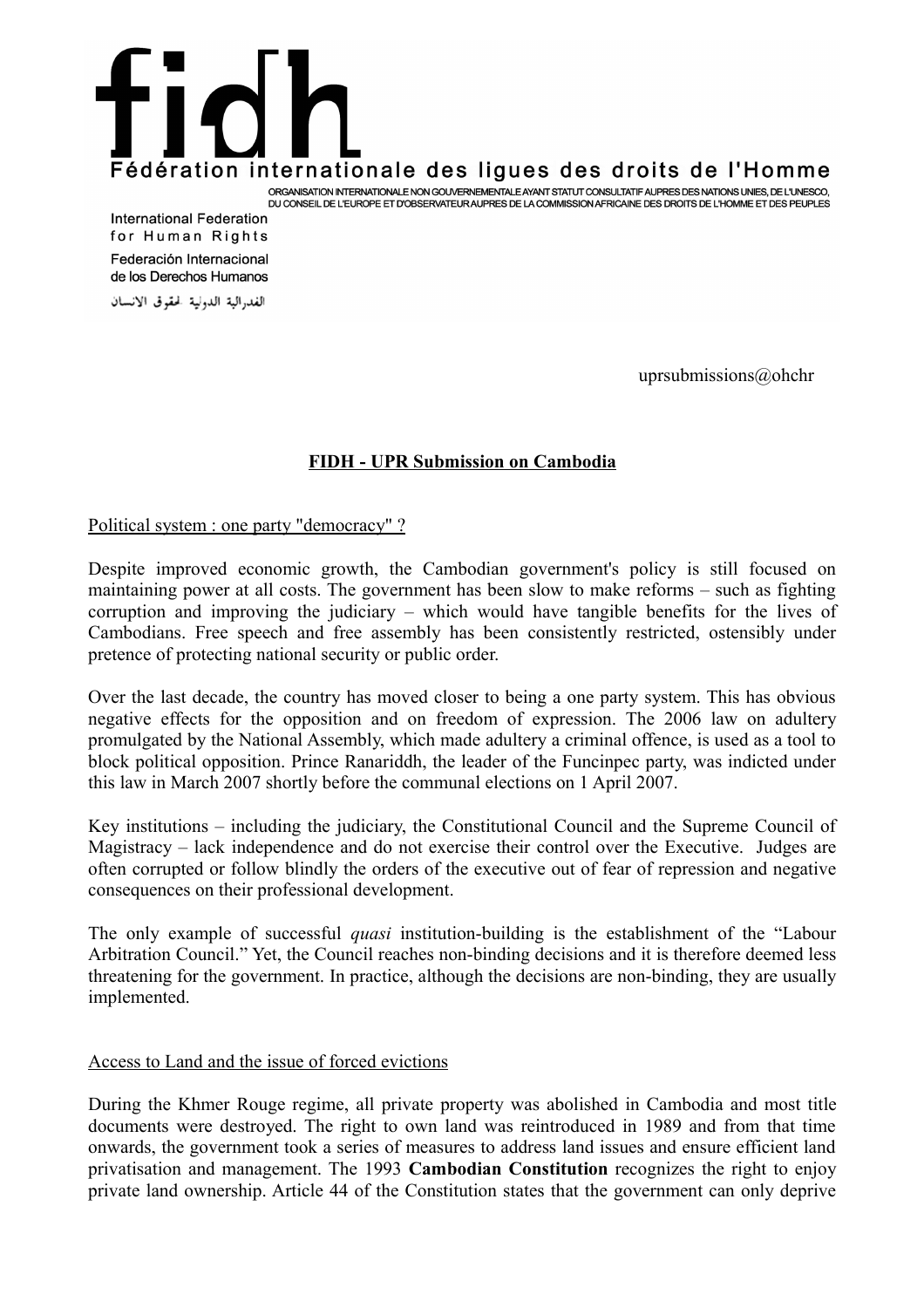# fidh

Fédération internationale des ligues des droits de l'Homme

ORGANISATION INTERNATIONALE NON GOUVERNEMENTALE AYANT STATUT CONSULTATIF AUPRES DES NATIONS UNIES, DE L'UNESCO, DU CONSEIL DE L'EUROPE ET D'OBSERVATEUR AUPRES DE LA COMMISSION AFRICAINE DES DROITS DE L'HOMME ET DES PEUPLES

International Federation for Human Rights

Federación Internacional de los Derechos Humanos

الفدرالية الدولية لحقوق الانسان

uprsubmissions@ohchr

## FIDH - UPR Submission on Cambodia

### Political system : one party "democracy" ?

Despite improved economic growth, the Cambodian government's policy is still focused on maintaining power at all costs. The government has been slow to make reforms – such as fighting corruption and improving the judiciary – which would have tangible benefits for the lives of Cambodians. Free speech and free assembly has been consistently restricted, ostensibly under pretence of protecting national security or public order.

Over the last decade, the country has moved closer to being a one party system. This has obvious negative effects for the opposition and on freedom of expression. The 2006 law on adultery promulgated by the National Assembly, which made adultery a criminal offence, is used as a tool to block political opposition. Prince Ranariddh, the leader of the Funcinpec party, was indicted under this law in March 2007 shortly before the communal elections on 1 April 2007.

Key institutions – including the judiciary, the Constitutional Council and the Supreme Council of Magistracy – lack independence and do not exercise their control over the Executive. Judges are often corrupted or follow blindly the orders of the executive out of fear of repression and negative consequences on their professional development.

The only example of successful *quasi* institution-building is the establishment of the "Labour Arbitration Council." Yet, the Council reaches non-binding decisions and it is therefore deemed less threatening for the government. In practice, although the decisions are non-binding, they are usually implemented.

### Access to Land and the issue of forced evictions

During the Khmer Rouge regime, all private property was abolished in Cambodia and most title documents were destroyed. The right to own land was reintroduced in 1989 and from that time onwards, the government took a series of measures to address land issues and ensure efficient land privatisation and management. The 1993 **Cambodian Constitution** recognizes the right to enjoy private land ownership. Article 44 of the Constitution states that the government can only deprive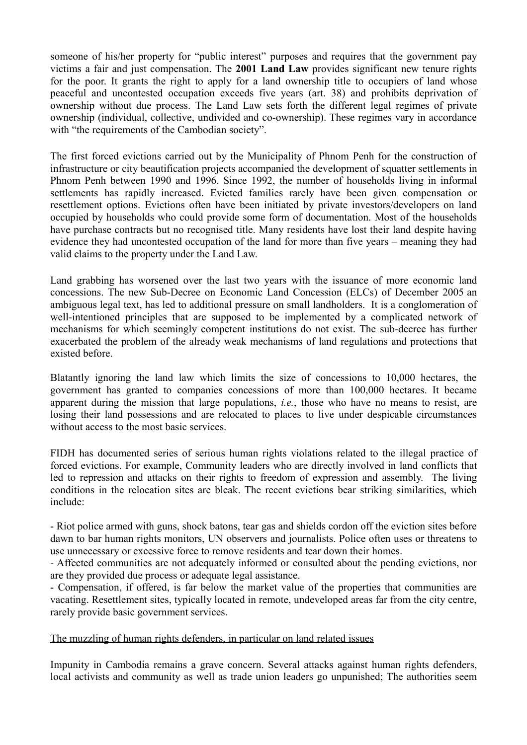someone of his/her property for "public interest" purposes and requires that the government pay victims a fair and just compensation. The **2001 Land Law** provides significant new tenure rights for the poor. It grants the right to apply for a land ownership title to occupiers of land whose peaceful and uncontested occupation exceeds five years (art. 38) and prohibits deprivation of ownership without due process. The Land Law sets forth the different legal regimes of private ownership (individual, collective, undivided and co-ownership). These regimes vary in accordance with "the requirements of the Cambodian society".

The first forced evictions carried out by the Municipality of Phnom Penh for the construction of infrastructure or city beautification projects accompanied the development of squatter settlements in Phnom Penh between 1990 and 1996. Since 1992, the number of households living in informal settlements has rapidly increased. Evicted families rarely have been given compensation or resettlement options. Evictions often have been initiated by private investors/developers on land occupied by households who could provide some form of documentation. Most of the households have purchase contracts but no recognised title. Many residents have lost their land despite having evidence they had uncontested occupation of the land for more than five years – meaning they had valid claims to the property under the Land Law.

Land grabbing has worsened over the last two years with the issuance of more economic land concessions. The new Sub-Decree on Economic Land Concession (ELCs) of December 2005 an ambiguous legal text, has led to additional pressure on small landholders. It is a conglomeration of well-intentioned principles that are supposed to be implemented by a complicated network of mechanisms for which seemingly competent institutions do not exist. The sub-decree has further exacerbated the problem of the already weak mechanisms of land regulations and protections that existed before.

Blatantly ignoring the land law which limits the size of concessions to 10,000 hectares, the government has granted to companies concessions of more than 100,000 hectares. It became apparent during the mission that large populations, *i.e.*, those who have no means to resist, are losing their land possessions and are relocated to places to live under despicable circumstances without access to the most basic services.

FIDH has documented series of serious human rights violations related to the illegal practice of forced evictions. For example, Community leaders who are directly involved in land conflicts that led to repression and attacks on their rights to freedom of expression and assembly. The living conditions in the relocation sites are bleak. The recent evictions bear striking similarities, which include:

- Riot police armed with guns, shock batons, tear gas and shields cordon off the eviction sites before dawn to bar human rights monitors, UN observers and journalists. Police often uses or threatens to use unnecessary or excessive force to remove residents and tear down their homes.
- Affected communities are not adequately informed or consulted about the pending evictions, nor are they provided due process or adequate legal assistance.
- Compensation, if offered, is far below the market value of the properties that communities are vacating. Resettlement sites, typically located in remote, undeveloped areas far from the city centre, rarely provide basic government services.

<u>The muzzling of human rights defenders, in particular on land related issues</u>

Impunity in Cambodia remains a grave concern. Several attacks against human rights defenders, local activists and community as well as trade union leaders go unpunished; The authorities seem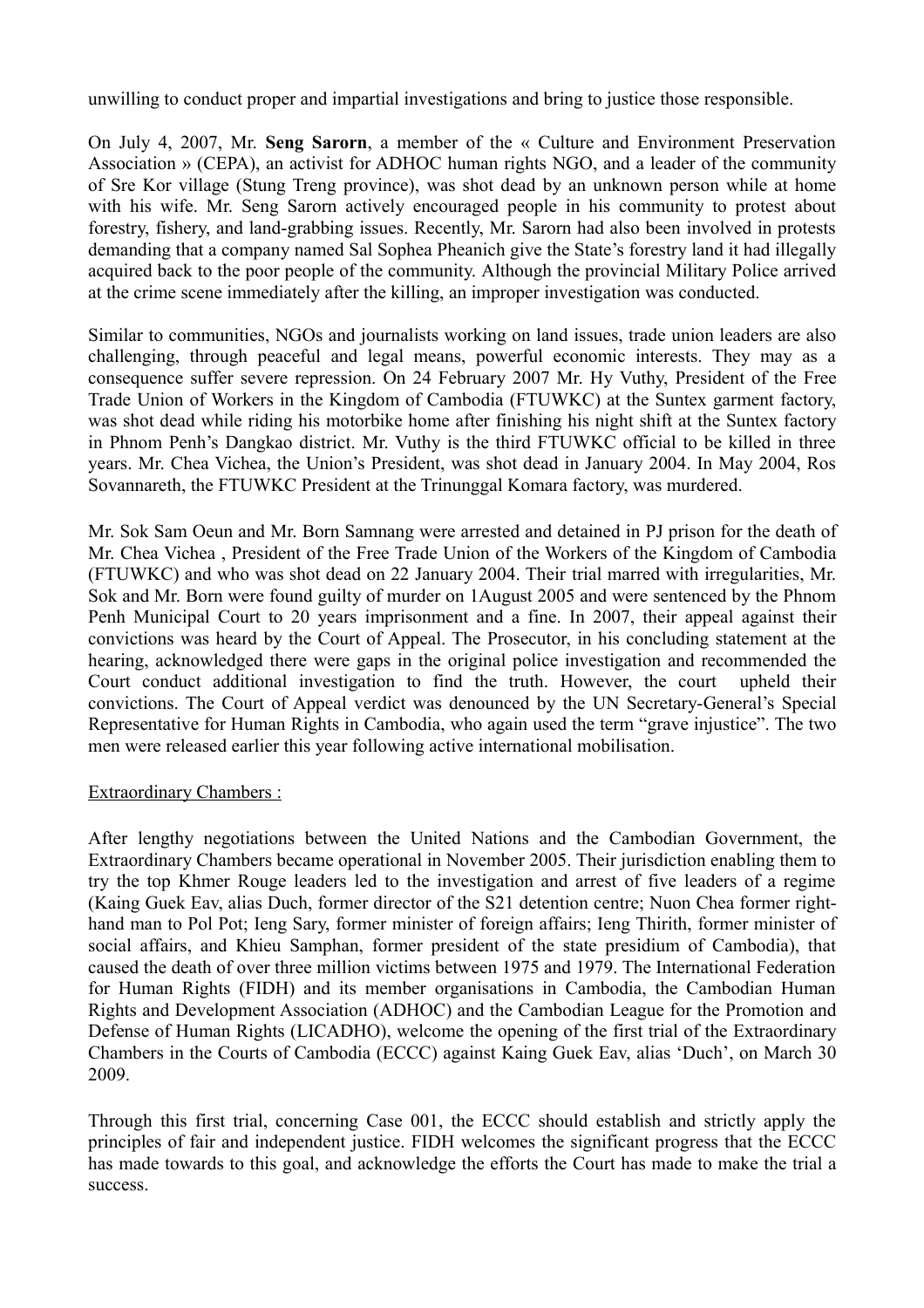unwilling to conduct proper and impartial investigations and bring to justice those responsible.

On July 4, 2007, Mr. **Seng Sarorn**, a member of the « Culture and Environment Preservation Association » (CEPA), an activist for ADHOC human rights NGO, and a leader of the community of Sre Kor village (Stung Treng province), was shot dead by an unknown person while at home with his wife. Mr. Seng Sarorn actively encouraged people in his community to protest about forestry, fishery, and land-grabbing issues. Recently, Mr. Sarorn had also been involved in protests demanding that a company named Sal Sophea Pheanich give the State's forestry land it had illegally acquired back to the poor people of the community. Although the provincial Military Police arrived at the crime scene immediately after the killing, an improper investigation was conducted.

Similar to communities, NGOs and journalists working on land issues, trade union leaders are also challenging, through peaceful and legal means, powerful economic interests. They may as a consequence suffer severe repression. On 24 February 2007 Mr. Hy Vuthy, President of the Free Trade Union of Workers in the Kingdom of Cambodia (FTUWKC) at the Suntex garment factory, was shot dead while riding his motorbike home after finishing his night shift at the Suntex factory in Phnom Penh's Dangkao district. Mr. Vuthy is the third FTUWKC official to be killed in three years. Mr. Chea Vichea, the Union's President, was shot dead in January 2004. In May 2004, Ros Sovannareth, the FTUWKC President at the Trinunggal Komara factory, was murdered.

Mr. Sok Sam Oeun and Mr. Born Samnang were arrested and detained in PJ prison for the death of Mr. Chea Vichea , President of the Free Trade Union of the Workers of the Kingdom of Cambodia (FTUWKC) and who was shot dead on 22 January 2004. Their trial marred with irregularities, Mr. Sok and Mr. Born were found guilty of murder on 1August 2005 and were sentenced by the Phnom Penh Municipal Court to 20 years imprisonment and a fine. In 2007, their appeal against their convictions was heard by the Court of Appeal. The Prosecutor, in his concluding statement at the hearing, acknowledged there were gaps in the original police investigation and recommended the Court conduct additional investigation to find the truth. However, the court upheld their convictions. The Court of Appeal verdict was denounced by the UN Secretary-General's Special Representative for Human Rights in Cambodia, who again used the term "grave injustice". The two men were released earlier this year following active international mobilisation.

<u>Extraordinary Chambers :</u>

After lengthy negotiations between the United Nations and the Cambodian Government, the Extraordinary Chambers became operational in November 2005. Their jurisdiction enabling them to try the top Khmer Rouge leaders led to the investigation and arrest of five leaders of a regime (Kaing Guek Eav, alias Duch, former director of the S21 detention centre; Nuon Chea former right-hand man to Pol Pot; Ieng Sary, former minister of foreign affairs; Ieng Thirith, former minister of social affairs, and Khieu Samphan, former president of the state presidium of Cambodia), that caused the death of over three million victims between 1975 and 1979. The International Federation for Human Rights (FIDH) and its member organisations in Cambodia, the Cambodian Human Rights and Development Association (ADHOC) and the Cambodian League for the Promotion and Defense of Human Rights (LICADHO), welcome the opening of the first trial of the Extraordinary Chambers in the Courts of Cambodia (ECCC) against Kaing Guek Eav, alias 'Duch', on March 30 2009.

Through this first trial, concerning Case 001, the ECCC should establish and strictly apply the principles of fair and independent justice. FIDH welcomes the significant progress that the ECCC has made towards to this goal, and acknowledge the efforts the Court has made to make the trial a success.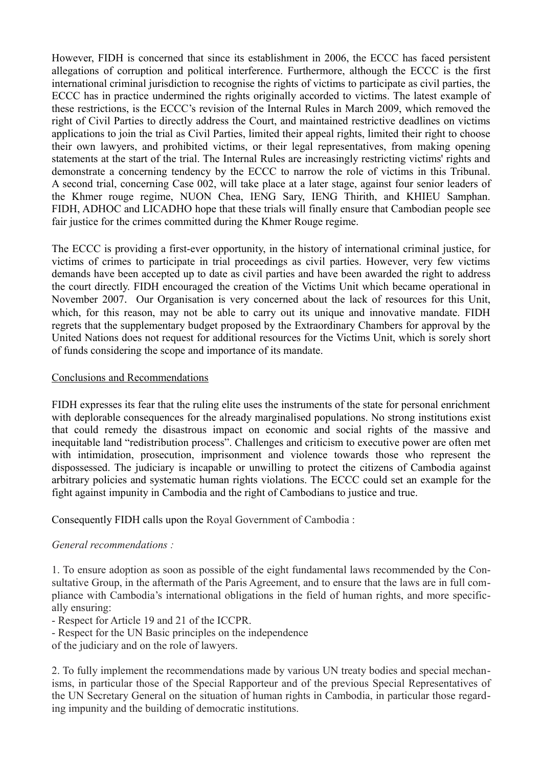However, FIDH is concerned that since its establishment in 2006, the ECCC has faced persistent allegations of corruption and political interference. Furthermore, although the ECCC is the first international criminal jurisdiction to recognise the rights of victims to participate as civil parties, the ECCC has in practice undermined the rights originally accorded to victims. The latest example of these restrictions, is the ECCC's revision of the Internal Rules in March 2009, which removed the right of Civil Parties to directly address the Court, and maintained restrictive deadlines on victims applications to join the trial as Civil Parties, limited their appeal rights, limited their right to choose their own lawyers, and prohibited victims, or their legal representatives, from making opening statements at the start of the trial. The Internal Rules are increasingly restricting victims' rights and demonstrate a concerning tendency by the ECCC to narrow the role of victims in this Tribunal. A second trial, concerning Case 002, will take place at a later stage, against four senior leaders of the Khmer rouge regime, NUON Chea, IENG Sary, IENG Thirith, and KHIEU Samphan. FIDH, ADHOC and LICADHO hope that these trials will finally ensure that Cambodian people see fair justice for the crimes committed during the Khmer Rouge regime.

The ECCC is providing a first-ever opportunity, in the history of international criminal justice, for victims of crimes to participate in trial proceedings as civil parties. However, very few victims demands have been accepted up to date as civil parties and have been awarded the right to address the court directly. FIDH encouraged the creation of the Victims Unit which became operational in November 2007. Our Organisation is very concerned about the lack of resources for this Unit, which, for this reason, may not be able to carry out its unique and innovative mandate. FIDH regrets that the supplementary budget proposed by the Extraordinary Chambers for approval by the United Nations does not request for additional resources for the Victims Unit, which is sorely short of funds considering the scope and importance of its mandate.

## Conclusions and Recommendations

FIDH expresses its fear that the ruling elite uses the instruments of the state for personal enrichment with deplorable consequences for the already marginalised populations. No strong institutions exist that could remedy the disastrous impact on economic and social rights of the massive and inequitable land "redistribution process". Challenges and criticism to executive power are often met with intimidation, prosecution, imprisonment and violence towards those who represent the dispossessed. The judiciary is incapable or unwilling to protect the citizens of Cambodia against arbitrary policies and systematic human rights violations. The ECCC could set an example for the fight against impunity in Cambodia and the right of Cambodians to justice and true.

Consequently FIDH calls upon the Royal Government of Cambodia :

*General recommendations :*

1. To ensure adoption as soon as possible of the eight fundamental laws recommended by the Consultative Group, in the aftermath of the Paris Agreement, and to ensure that the laws are in full compliance with Cambodia's international obligations in the field of human rights, and more specifically ensuring:
   - Respect for Article 19 and 21 of the ICCPR.
   - Respect for the UN Basic principles on the independence of the judiciary and on the role of lawyers.

2. To fully implement the recommendations made by various UN treaty bodies and special mechanisms, in particular those of the Special Rapporteur and of the previous Special Representatives of the UN Secretary General on the situation of human rights in Cambodia, in particular those regarding impunity and the building of democratic institutions.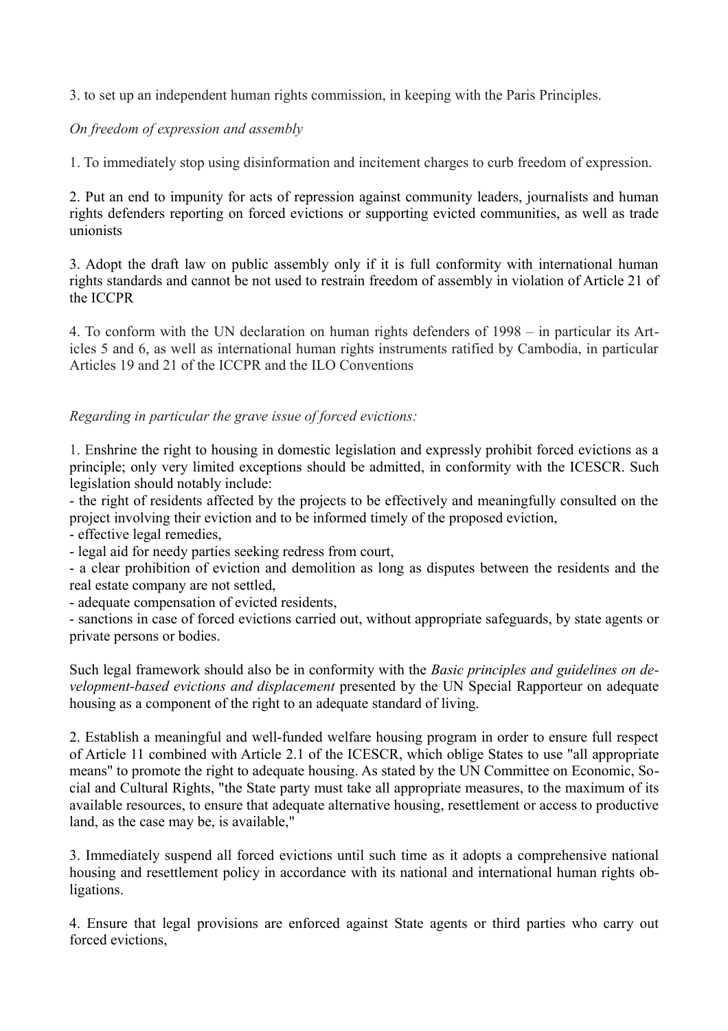3. to set up an independent human rights commission, in keeping with the Paris Principles.

*On freedom of expression and assembly*

1. To immediately stop using disinformation and incitement charges to curb freedom of expression.

2. Put an end to impunity for acts of repression against community leaders, journalists and human rights defenders reporting on forced evictions or supporting evicted communities, as well as trade unionists

3. Adopt the draft law on public assembly only if it is full conformity with international human rights standards and cannot be not used to restrain freedom of assembly in violation of Article 21 of the ICCPR

4. To conform with the UN declaration on human rights defenders of 1998 – in particular its Articles 5 and 6, as well as international human rights instruments ratified by Cambodia, in particular Articles 19 and 21 of the ICCPR and the ILO Conventions

*Regarding in particular the grave issue of forced evictions:*

1. Enshrine the right to housing in domestic legislation and expressly prohibit forced evictions as a principle; only very limited exceptions should be admitted, in conformity with the ICESCR. Such legislation should notably include:
- the right of residents affected by the projects to be effectively and meaningfully consulted on the project involving their eviction and to be informed timely of the proposed eviction,
- effective legal remedies,
- legal aid for needy parties seeking redress from court,
- a clear prohibition of eviction and demolition as long as disputes between the residents and the real estate company are not settled,
- adequate compensation of evicted residents,
- sanctions in case of forced evictions carried out, without appropriate safeguards, by state agents or private persons or bodies.

Such legal framework should also be in conformity with the *Basic principles and guidelines on development-based evictions and displacement* presented by the UN Special Rapporteur on adequate housing as a component of the right to an adequate standard of living.

2. Establish a meaningful and well-funded welfare housing program in order to ensure full respect of Article 11 combined with Article 2.1 of the ICESCR, which oblige States to use "all appropriate means" to promote the right to adequate housing. As stated by the UN Committee on Economic, Social and Cultural Rights, "the State party must take all appropriate measures, to the maximum of its available resources, to ensure that adequate alternative housing, resettlement or access to productive land, as the case may be, is available,"

3. Immediately suspend all forced evictions until such time as it adopts a comprehensive national housing and resettlement policy in accordance with its national and international human rights obligations.

4. Ensure that legal provisions are enforced against State agents or third parties who carry out forced evictions,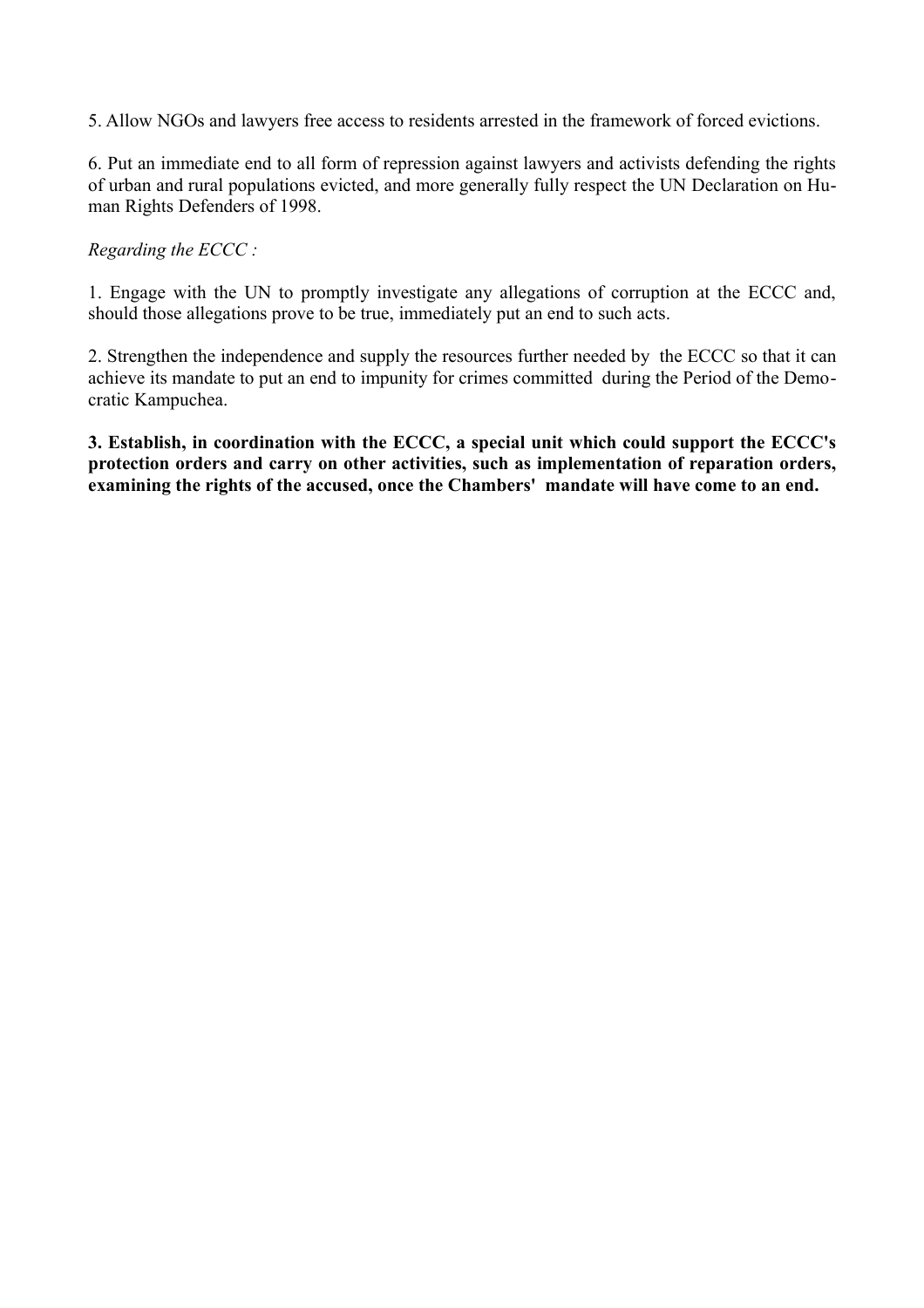5. Allow NGOs and lawyers free access to residents arrested in the framework of forced evictions.

6. Put an immediate end to all form of repression against lawyers and activists defending the rights of urban and rural populations evicted, and more generally fully respect the UN Declaration on Human Rights Defenders of 1998.

*Regarding the ECCC :*

1. Engage with the UN to promptly investigate any allegations of corruption at the ECCC and, should those allegations prove to be true, immediately put an end to such acts.

2. Strengthen the independence and supply the resources further needed by the ECCC so that it can achieve its mandate to put an end to impunity for crimes committed during the Period of the Democratic Kampuchea.

**3. Establish, in coordination with the ECCC, a special unit which could support the ECCC's protection orders and carry on other activities, such as implementation of reparation orders, examining the rights of the accused, once the Chambers' mandate will have come to an end.**